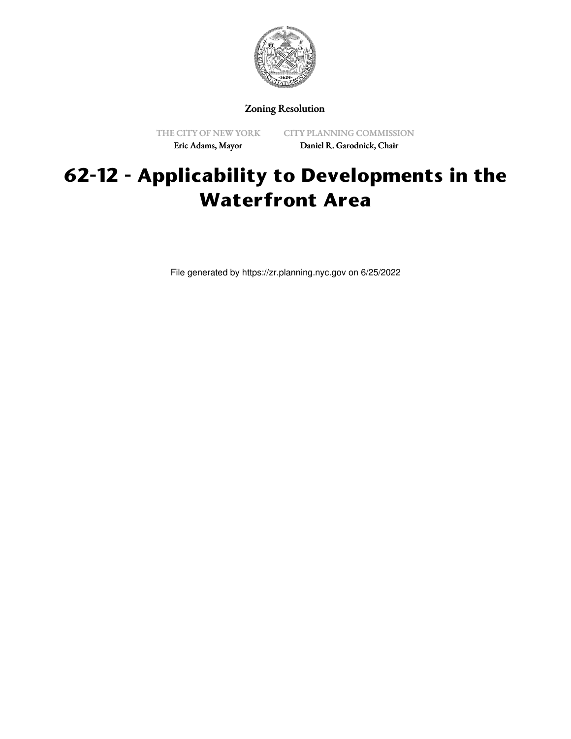Zoning Resolution

THE CITY OF NEW YORK
Eric Adams, Mayor

CITY PLANNING COMMISSION
Daniel R. Garodnick, Chair

# 62-12 - Applicability to Developments in the Waterfront Area

File generated by https://zr.planning.nyc.gov on 6/25/2022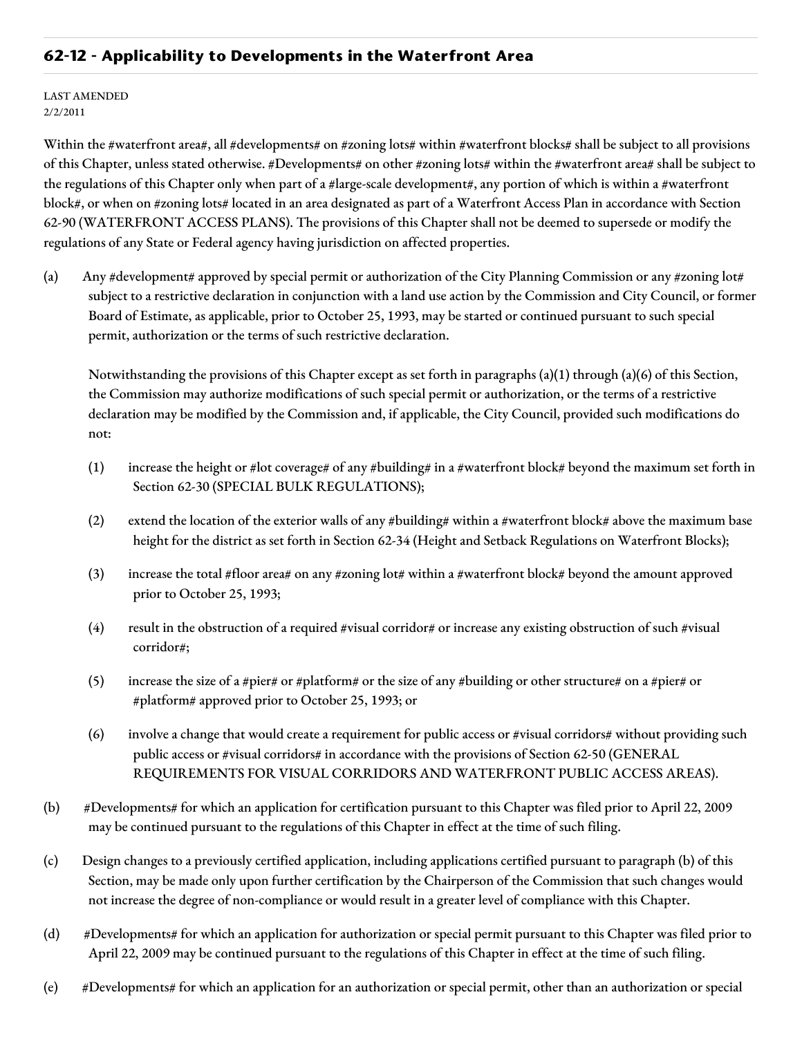## 62-12 - Applicability to Developments in the Waterfront Area

LAST AMENDED
2/2/2011

Within the #waterfront area#, all #developments# on #zoning lots# within #waterfront blocks# shall be subject to all provisions of this Chapter, unless stated otherwise. #Developments# on other #zoning lots# within the #waterfront area# shall be subject to the regulations of this Chapter only when part of a #large-scale development#, any portion of which is within a #waterfront block#, or when on #zoning lots# located in an area designated as part of a Waterfront Access Plan in accordance with Section 62-90 (WATERFRONT ACCESS PLANS). The provisions of this Chapter shall not be deemed to supersede or modify the regulations of any State or Federal agency having jurisdiction on affected properties.

(a) Any #development# approved by special permit or authorization of the City Planning Commission or any #zoning lot# subject to a restrictive declaration in conjunction with a land use action by the Commission and City Council, or former Board of Estimate, as applicable, prior to October 25, 1993, may be started or continued pursuant to such special permit, authorization or the terms of such restrictive declaration.

Notwithstanding the provisions of this Chapter except as set forth in paragraphs (a)(1) through (a)(6) of this Section, the Commission may authorize modifications of such special permit or authorization, or the terms of a restrictive declaration may be modified by the Commission and, if applicable, the City Council, provided such modifications do not:

(1) increase the height or #lot coverage# of any #building# in a #waterfront block# beyond the maximum set forth in Section 62-30 (SPECIAL BULK REGULATIONS);

(2) extend the location of the exterior walls of any #building# within a #waterfront block# above the maximum base height for the district as set forth in Section 62-34 (Height and Setback Regulations on Waterfront Blocks);

(3) increase the total #floor area# on any #zoning lot# within a #waterfront block# beyond the amount approved prior to October 25, 1993;

(4) result in the obstruction of a required #visual corridor# or increase any existing obstruction of such #visual corridor#;

(5) increase the size of a #pier# or #platform# or the size of any #building or other structure# on a #pier# or #platform# approved prior to October 25, 1993; or

(6) involve a change that would create a requirement for public access or #visual corridors# without providing such public access or #visual corridors# in accordance with the provisions of Section 62-50 (GENERAL REQUIREMENTS FOR VISUAL CORRIDORS AND WATERFRONT PUBLIC ACCESS AREAS).

(b) #Developments# for which an application for certification pursuant to this Chapter was filed prior to April 22, 2009 may be continued pursuant to the regulations of this Chapter in effect at the time of such filing.

(c) Design changes to a previously certified application, including applications certified pursuant to paragraph (b) of this Section, may be made only upon further certification by the Chairperson of the Commission that such changes would not increase the degree of non-compliance or would result in a greater level of compliance with this Chapter.

(d) #Developments# for which an application for authorization or special permit pursuant to this Chapter was filed prior to April 22, 2009 may be continued pursuant to the regulations of this Chapter in effect at the time of such filing.

(e) #Developments# for which an application for an authorization or special permit, other than an authorization or special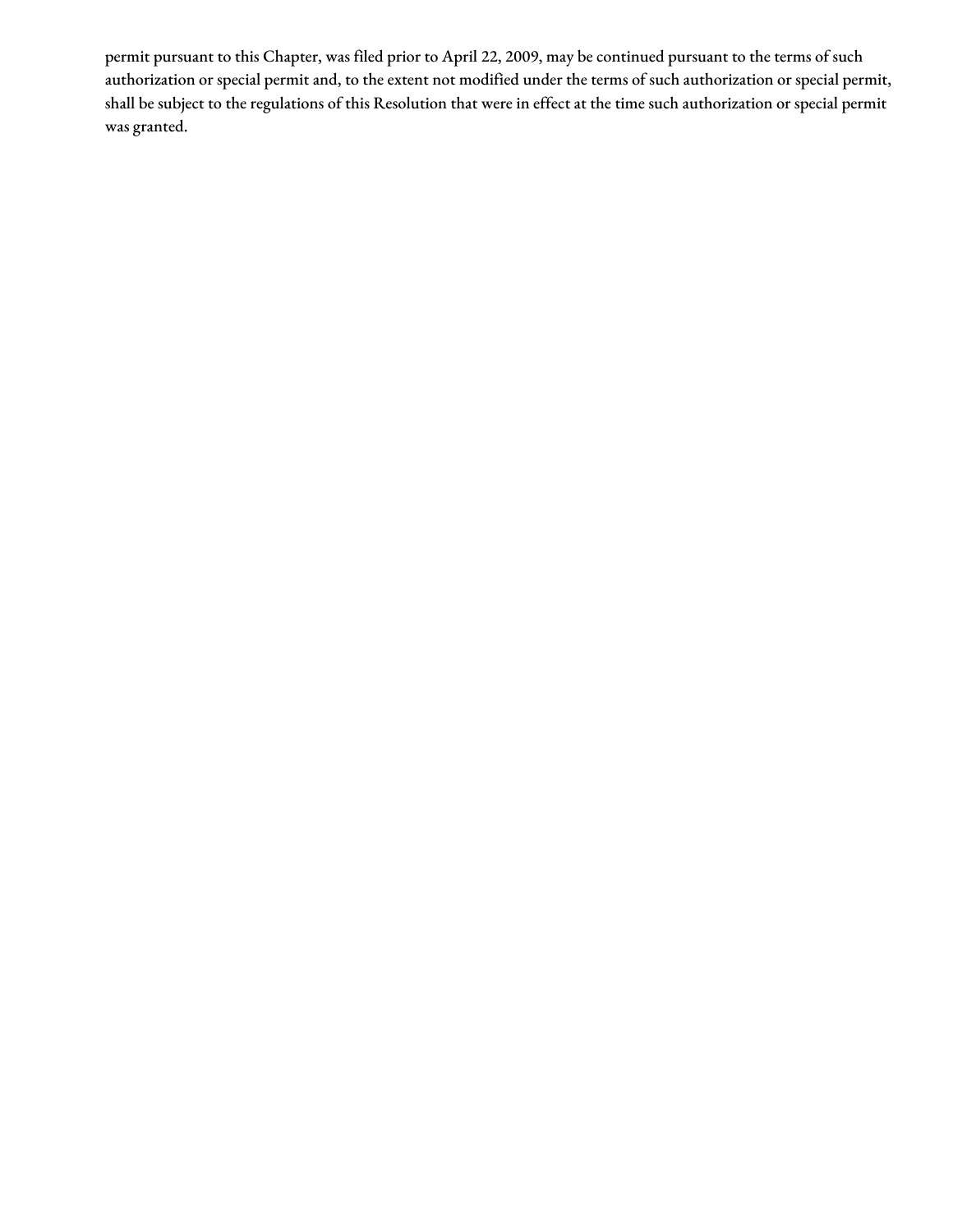permit pursuant to this Chapter, was filed prior to April 22, 2009, may be continued pursuant to the terms of such authorization or special permit and, to the extent not modified under the terms of such authorization or special permit, shall be subject to the regulations of this Resolution that were in effect at the time such authorization or special permit was granted.